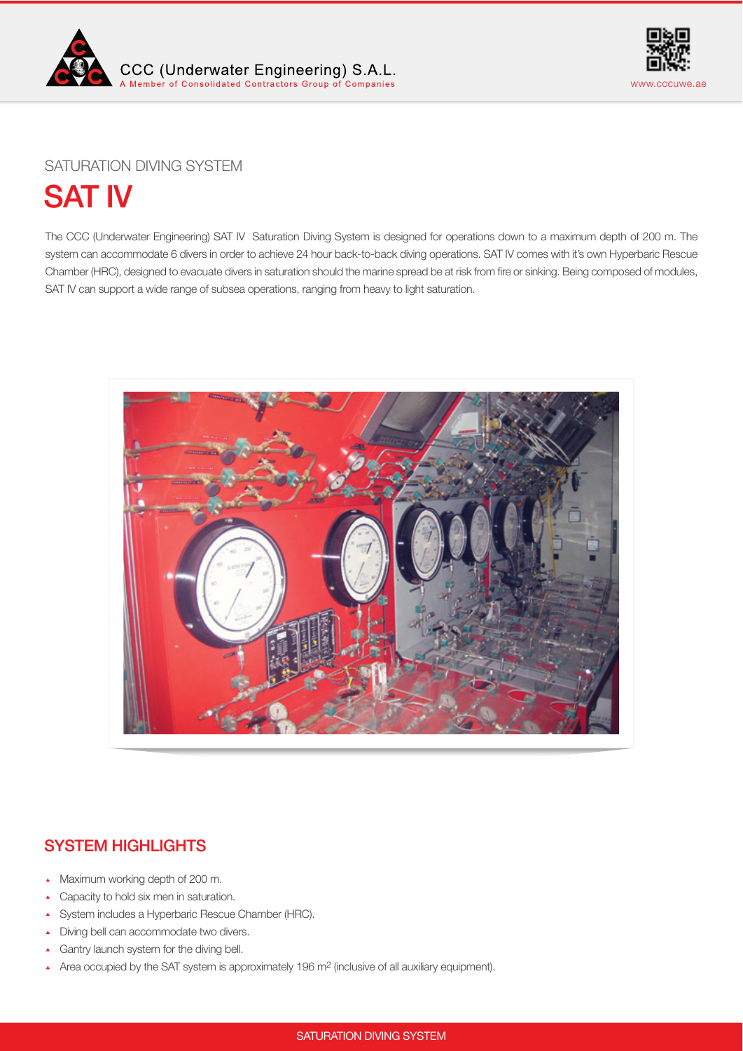SATURATION DIVING SYSTEM

# SAT IV

The CCC (Underwater Engineering) SAT IV Saturation Diving System is designed for operations down to a maximum depth of 200 m. The system can accommodate 6 divers in order to achieve 24 hour back-to-back diving operations. SAT IV comes with it's own Hyperbaric Rescue Chamber (HRC), designed to evacuate divers in saturation should the marine spread be at risk from fire or sinking. Being composed of modules, SAT IV can support a wide range of subsea operations, ranging from heavy to light saturation.

## SYSTEM HIGHLIGHTS

- Maximum working depth of 200 m.
- Capacity to hold six men in saturation.
- System includes a Hyperbaric Rescue Chamber (HRC).
- Diving bell can accommodate two divers.
- Gantry launch system for the diving bell.
- Area occupied by the SAT system is approximately 196 $m^2$ (inclusive of all auxiliary equipment).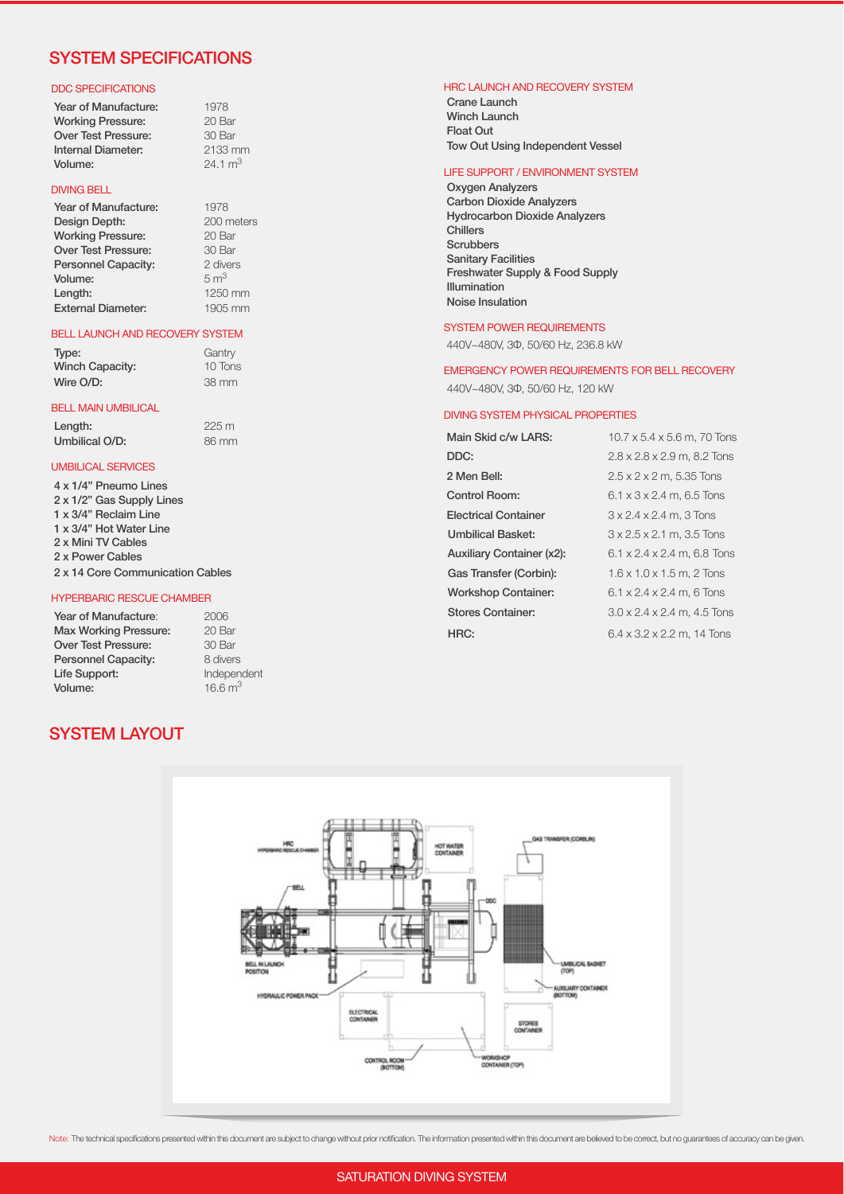# SYSTEM SPECIFICATIONS

### DDC SPECIFICATIONS

| | |
|---|---|
| **Year of Manufacture:** | 1978 |
| **Working Pressure:** | 20 Bar |
| **Over Test Pressure:** | 30 Bar |
| **Internal Diameter:** | 2133 mm |
| **Volume:** | 24.1 $m^3$ |

### DIVING BELL

| | |
|---|---|
| **Year of Manufacture:** | 1978 |
| **Design Depth:** | 200 meters |
| **Working Pressure:** | 20 Bar |
| **Over Test Pressure:** | 30 Bar |
| **Personnel Capacity:** | 2 divers |
| **Volume:** | 5 $m^3$ |
| **Length:** | 1250 mm |
| **External Diameter:** | 1905 mm |

### BELL LAUNCH AND RECOVERY SYSTEM

| | |
|---|---|
| **Type:** | Gantry |
| **Winch Capacity:** | 10 Tons |
| **Wire O/D:** | 38 mm |

### BELL MAIN UMBILICAL

| | |
|---|---|
| **Length:** | 225 m |
| **Umbilical O/D:** | 86 mm |

### UMBILICAL SERVICES

- 4 x 1/4" Pneumo Lines
- 2 x 1/2" Gas Supply Lines
- 1 x 3/4" Reclaim Line
- 1 x 3/4" Hot Water Line
- 2 x Mini TV Cables
- 2 x Power Cables
- 2 x 14 Core Communication Cables

### HYPERBARIC RESCUE CHAMBER

| | |
|---|---|
| **Year of Manufacture:** | 2006 |
| **Max Working Pressure:** | 20 Bar |
| **Over Test Pressure:** | 30 Bar |
| **Personnel Capacity:** | 8 divers |
| **Life Support:** | Independent |
| **Volume:** | 16.6 $m^3$ |

### HRC LAUNCH AND RECOVERY SYSTEM

- Crane Launch
- Winch Launch
- Float Out
- Tow Out Using Independent Vessel

### LIFE SUPPORT / ENVIRONMENT SYSTEM

- Oxygen Analyzers
- Carbon Dioxide Analyzers
- Hydrocarbon Dioxide Analyzers
- Chillers
- Scrubbers
- Sanitary Facilities
- Freshwater Supply & Food Supply
- Illumination
- Noise Insulation

### SYSTEM POWER REQUIREMENTS

440V~480V, 3Φ, 50/60 Hz, 236.8 kW

### EMERGENCY POWER REQUIREMENTS FOR BELL RECOVERY

440V~480V, 3Φ, 50/60 Hz, 120 kW

### DIVING SYSTEM PHYSICAL PROPERTIES

| | |
|---|---|
| **Main Skid c/w LARS:** | 10.7 x 5.4 x 5.6 m, 70 Tons |
| **DDC:** | 2.8 x 2.8 x 2.9 m, 8.2 Tons |
| **2 Men Bell:** | 2.5 x 2 x 2 m, 5.35 Tons |
| **Control Room:** | 6.1 x 3 x 2.4 m, 6.5 Tons |
| **Electrical Container** | 3 x 2.4 x 2.4 m, 3 Tons |
| **Umbilical Basket:** | 3 x 2.5 x 2.1 m, 3.5 Tons |
| **Auxiliary Container (x2):** | 6.1 x 2.4 x 2.4 m, 6.8 Tons |
| **Gas Transfer (Corbin):** | 1.6 x 1.0 x 1.5 m, 2 Tons |
| **Workshop Container:** | 6.1 x 2.4 x 2.4 m, 6 Tons |
| **Stores Container:** | 3.0 x 2.4 x 2.4 m, 4.5 Tons |
| **HRC:** | 6.4 x 3.2 x 2.2 m, 14 Tons |

# SYSTEM LAYOUT

HRC HYPERBARIC RESCUE CHAMBER
HOT WATER CONTAINER
GAS TRANSFER (CORBLIN)
BELL
DDC
BELL IN LAUNCH POSITION
UMBILICAL BASKET (TOP)
HYDRAULIC POWER PACK
AUXILIARY CONTAINER (BOTTOM)
ELECTRICAL CONTAINER
STORES CONTAINER
CONTROL ROOM (BOTTOM)
WORKSHOP CONTAINER (TOP)

Note: The technical specifications presented within this document are subject to change without prior notification. The information presented within this document are believed to be correct, but no guarantees of accuracy can be given.